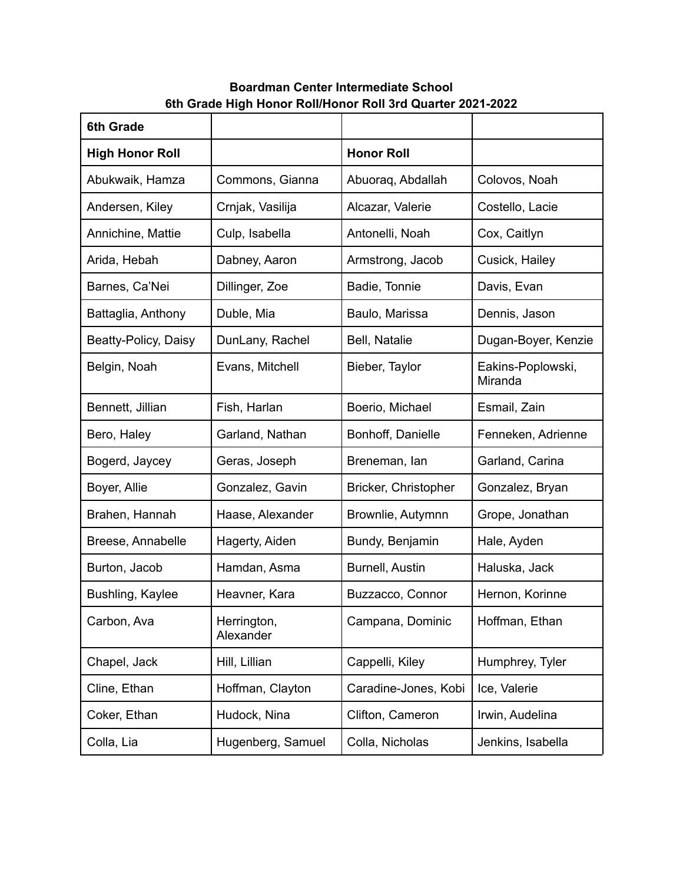**Boardman Center Intermediate School**
**6th Grade High Honor Roll/Honor Roll 3rd Quarter 2021-2022**

| **6th Grade** | | | |
|---|---|---|---|
| **High Honor Roll** | | **Honor Roll** | |
| Abukwaik, Hamza | Commons, Gianna | Abuoraq, Abdallah | Colovos, Noah |
| Andersen, Kiley | Crnjak, Vasilija | Alcazar, Valerie | Costello, Lacie |
| Annichine, Mattie | Culp, Isabella | Antonelli, Noah | Cox, Caitlyn |
| Arida, Hebah | Dabney, Aaron | Armstrong, Jacob | Cusick, Hailey |
| Barnes, Ca'Nei | Dillinger, Zoe | Badie, Tonnie | Davis, Evan |
| Battaglia, Anthony | Duble, Mia | Baulo, Marissa | Dennis, Jason |
| Beatty-Policy, Daisy | DunLany, Rachel | Bell, Natalie | Dugan-Boyer, Kenzie |
| Belgin, Noah | Evans, Mitchell | Bieber, Taylor | Eakins-Poplowski, Miranda |
| Bennett, Jillian | Fish, Harlan | Boerio, Michael | Esmail, Zain |
| Bero, Haley | Garland, Nathan | Bonhoff, Danielle | Fenneken, Adrienne |
| Bogerd, Jaycey | Geras, Joseph | Breneman, Ian | Garland, Carina |
| Boyer, Allie | Gonzalez, Gavin | Bricker, Christopher | Gonzalez, Bryan |
| Brahen, Hannah | Haase, Alexander | Brownlie, Autymnn | Grope, Jonathan |
| Breese, Annabelle | Hagerty, Aiden | Bundy, Benjamin | Hale, Ayden |
| Burton, Jacob | Hamdan, Asma | Burnell, Austin | Haluska, Jack |
| Bushling, Kaylee | Heavner, Kara | Buzzacco, Connor | Hernon, Korinne |
| Carbon, Ava | Herrington, Alexander | Campana, Dominic | Hoffman, Ethan |
| Chapel, Jack | Hill, Lillian | Cappelli, Kiley | Humphrey, Tyler |
| Cline, Ethan | Hoffman, Clayton | Caradine-Jones, Kobi | Ice, Valerie |
| Coker, Ethan | Hudock, Nina | Clifton, Cameron | Irwin, Audelina |
| Colla, Lia | Hugenberg, Samuel | Colla, Nicholas | Jenkins, Isabella |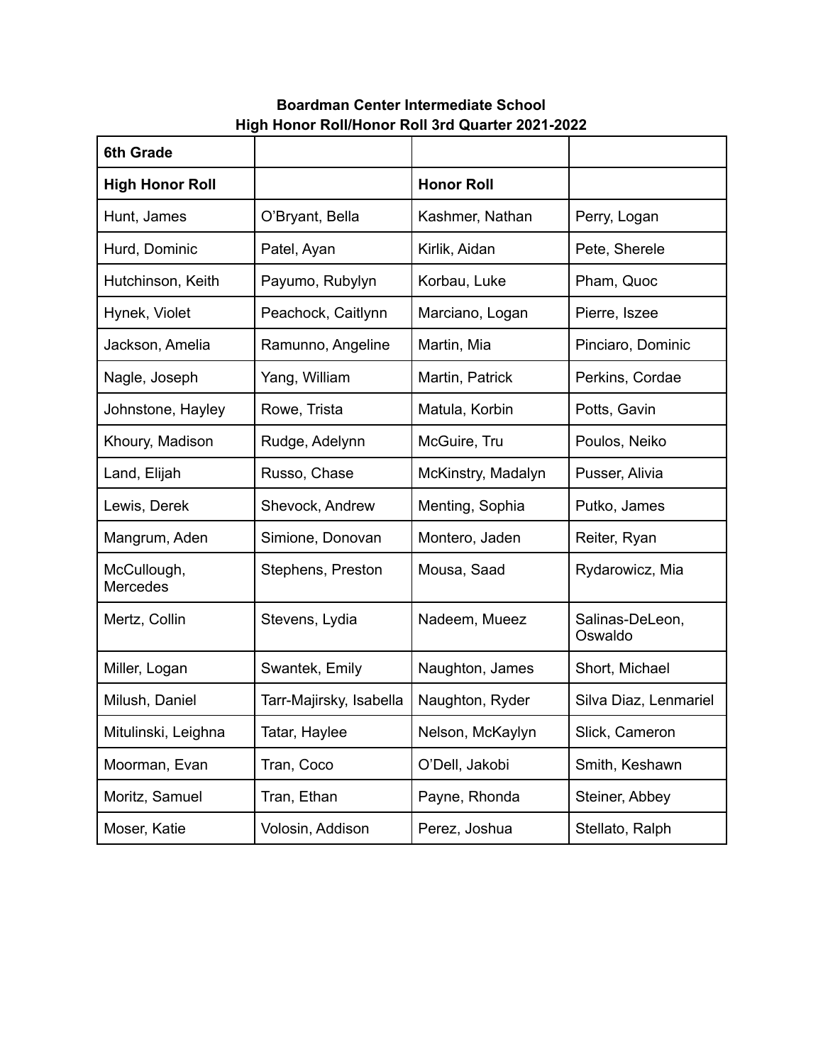**Boardman Center Intermediate School**
**High Honor Roll/Honor Roll 3rd Quarter 2021-2022**

| **6th Grade** | | | |
|---|---|---|---|
| **High Honor Roll** | | **Honor Roll** | |
| Hunt, James | O'Bryant, Bella | Kashmer, Nathan | Perry, Logan |
| Hurd, Dominic | Patel, Ayan | Kirlik, Aidan | Pete, Sherele |
| Hutchinson, Keith | Payumo, Rubylyn | Korbau, Luke | Pham, Quoc |
| Hynek, Violet | Peachock, Caitlynn | Marciano, Logan | Pierre, Iszee |
| Jackson, Amelia | Ramunno, Angeline | Martin, Mia | Pinciaro, Dominic |
| Nagle, Joseph | Yang, William | Martin, Patrick | Perkins, Cordae |
| Johnstone, Hayley | Rowe, Trista | Matula, Korbin | Potts, Gavin |
| Khoury, Madison | Rudge, Adelynn | McGuire, Tru | Poulos, Neiko |
| Land, Elijah | Russo, Chase | McKinstry, Madalyn | Pusser, Alivia |
| Lewis, Derek | Shevock, Andrew | Menting, Sophia | Putko, James |
| Mangrum, Aden | Simione, Donovan | Montero, Jaden | Reiter, Ryan |
| McCullough, Mercedes | Stephens, Preston | Mousa, Saad | Rydarowicz, Mia |
| Mertz, Collin | Stevens, Lydia | Nadeem, Mueez | Salinas-DeLeon, Oswaldo |
| Miller, Logan | Swantek, Emily | Naughton, James | Short, Michael |
| Milush, Daniel | Tarr-Majirsky, Isabella | Naughton, Ryder | Silva Diaz, Lenmariel |
| Mitulinski, Leighna | Tatar, Haylee | Nelson, McKaylyn | Slick, Cameron |
| Moorman, Evan | Tran, Coco | O'Dell, Jakobi | Smith, Keshawn |
| Moritz, Samuel | Tran, Ethan | Payne, Rhonda | Steiner, Abbey |
| Moser, Katie | Volosin, Addison | Perez, Joshua | Stellato, Ralph |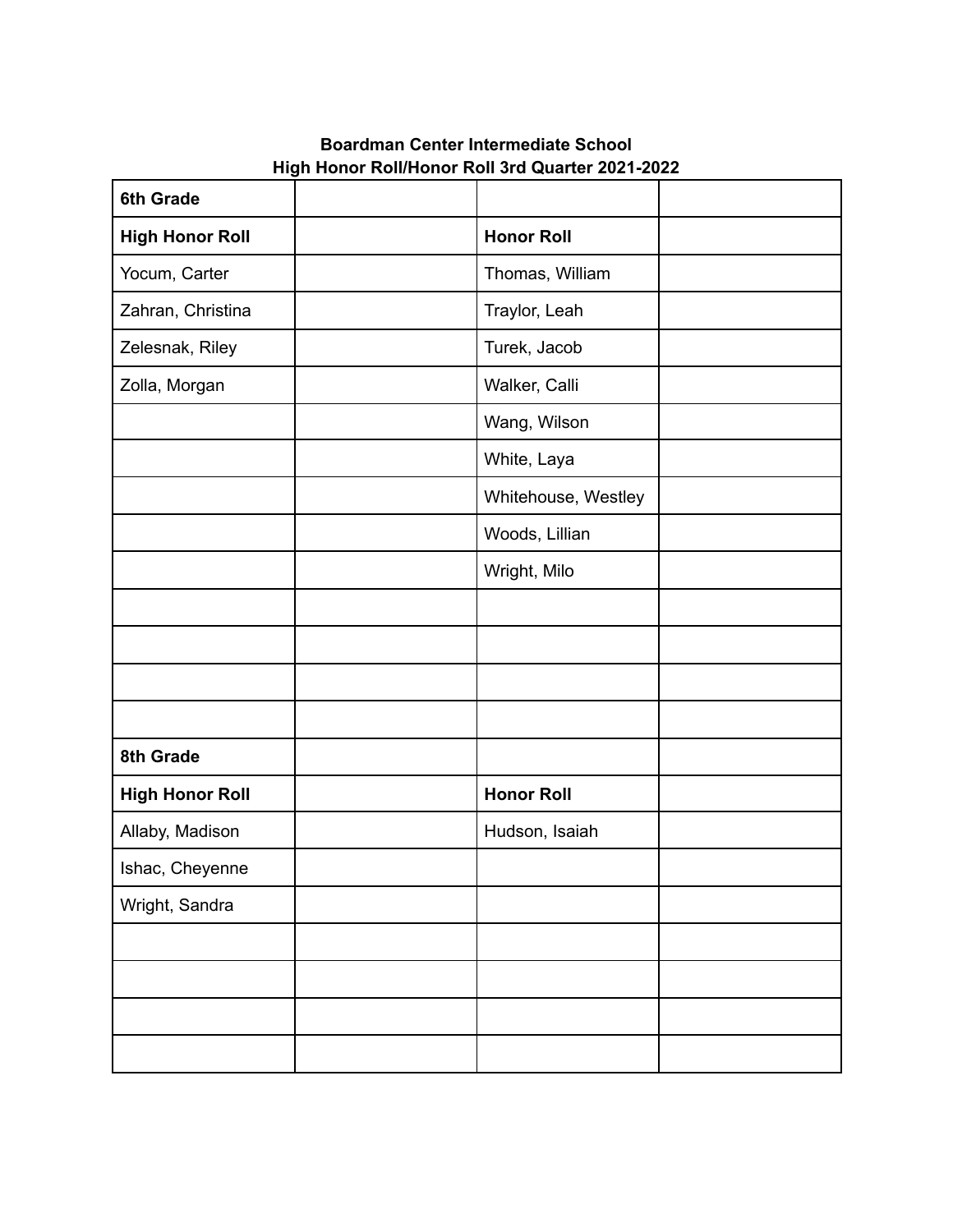**Boardman Center Intermediate School**
**High Honor Roll/Honor Roll 3rd Quarter 2021-2022**

| | | | |
|---|---|---|---|
| **6th Grade** | | | |
| **High Honor Roll** | | **Honor Roll** | |
| Yocum, Carter | | Thomas, William | |
| Zahran, Christina | | Traylor, Leah | |
| Zelesnak, Riley | | Turek, Jacob | |
| Zolla, Morgan | | Walker, Calli | |
| | | Wang, Wilson | |
| | | White, Laya | |
| | | Whitehouse, Westley | |
| | | Woods, Lillian | |
| | | Wright, Milo | |
| | | | |
| | | | |
| | | | |
| | | | |
| **8th Grade** | | | |
| **High Honor Roll** | | **Honor Roll** | |
| Allaby, Madison | | Hudson, Isaiah | |
| Ishac, Cheyenne | | | |
| Wright, Sandra | | | |
| | | | |
| | | | |
| | | | |
| | | | |